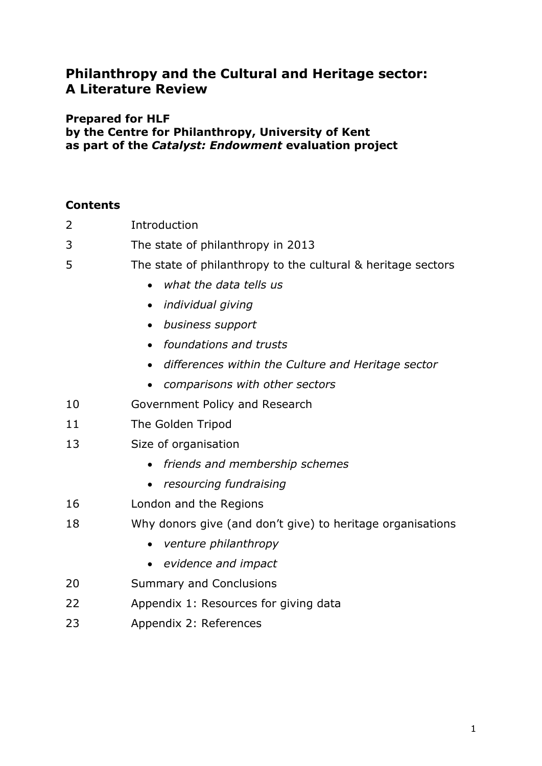# Philanthropy and the Cultural and Heritage sector: A Literature Review

**Prepared for HLF**
**by the Centre for Philanthropy, University of Kent**
**as part of the *Catalyst: Endowment* evaluation project**

**Contents**

| | |
|---|---|
| 2 | Introduction |
| 3 | The state of philanthropy in 2013 |
| 5 | The state of philanthropy to the cultural & heritage sectors |
| | • *what the data tells us* |
| | • *individual giving* |
| | • *business support* |
| | • *foundations and trusts* |
| | • *differences within the Culture and Heritage sector* |
| | • *comparisons with other sectors* |
| 10 | Government Policy and Research |
| 11 | The Golden Tripod |
| 13 | Size of organisation |
| | • *friends and membership schemes* |
| | • *resourcing fundraising* |
| 16 | London and the Regions |
| 18 | Why donors give (and don't give) to heritage organisations |
| | • *venture philanthropy* |
| | • *evidence and impact* |
| 20 | Summary and Conclusions |
| 22 | Appendix 1: Resources for giving data |
| 23 | Appendix 2: References |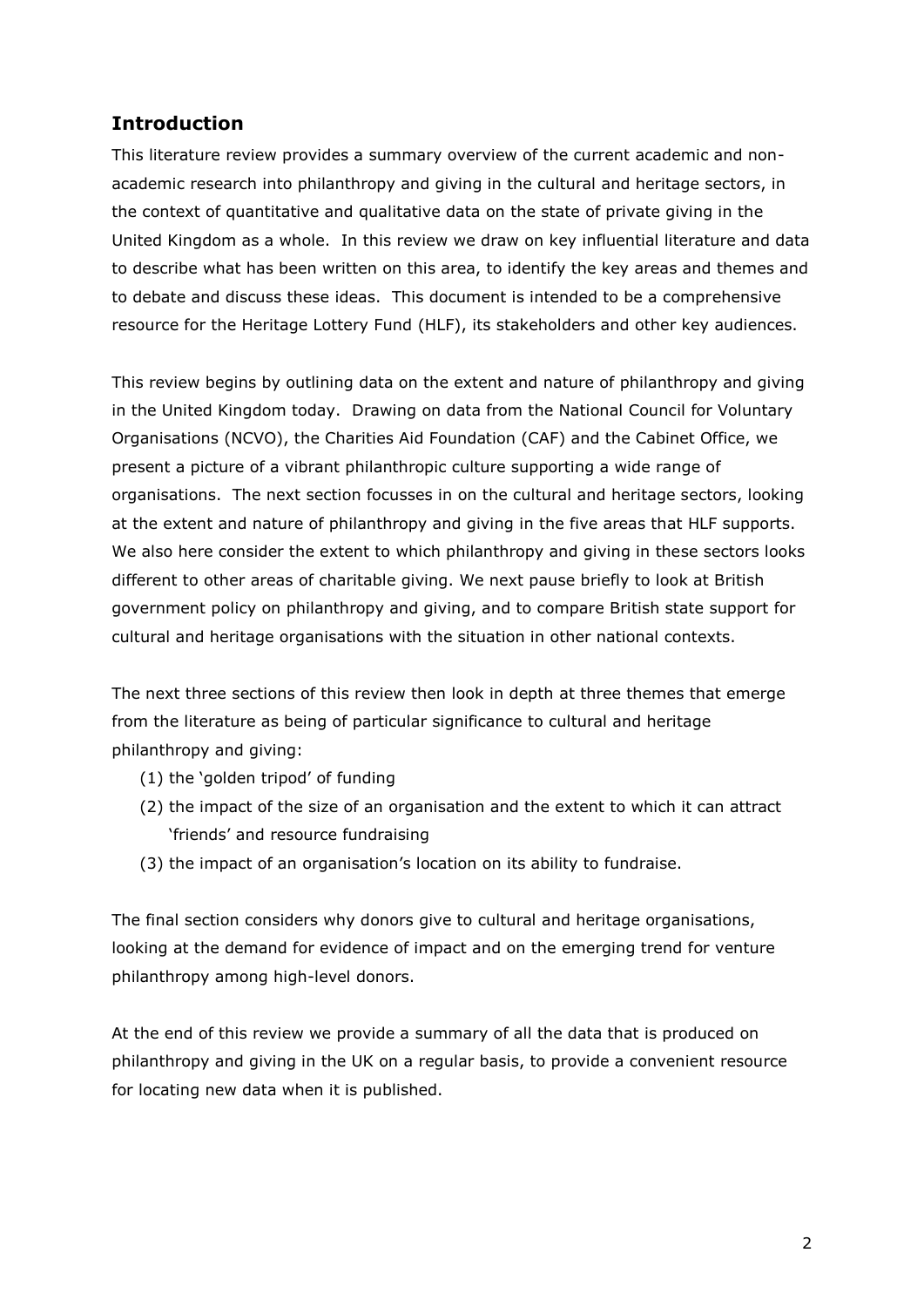## Introduction

This literature review provides a summary overview of the current academic and non-academic research into philanthropy and giving in the cultural and heritage sectors, in the context of quantitative and qualitative data on the state of private giving in the United Kingdom as a whole. In this review we draw on key influential literature and data to describe what has been written on this area, to identify the key areas and themes and to debate and discuss these ideas. This document is intended to be a comprehensive resource for the Heritage Lottery Fund (HLF), its stakeholders and other key audiences.

This review begins by outlining data on the extent and nature of philanthropy and giving in the United Kingdom today. Drawing on data from the National Council for Voluntary Organisations (NCVO), the Charities Aid Foundation (CAF) and the Cabinet Office, we present a picture of a vibrant philanthropic culture supporting a wide range of organisations. The next section focusses in on the cultural and heritage sectors, looking at the extent and nature of philanthropy and giving in the five areas that HLF supports. We also here consider the extent to which philanthropy and giving in these sectors looks different to other areas of charitable giving. We next pause briefly to look at British government policy on philanthropy and giving, and to compare British state support for cultural and heritage organisations with the situation in other national contexts.

The next three sections of this review then look in depth at three themes that emerge from the literature as being of particular significance to cultural and heritage philanthropy and giving:

(1) the 'golden tripod' of funding
(2) the impact of the size of an organisation and the extent to which it can attract 'friends' and resource fundraising
(3) the impact of an organisation's location on its ability to fundraise.

The final section considers why donors give to cultural and heritage organisations, looking at the demand for evidence of impact and on the emerging trend for venture philanthropy among high-level donors.

At the end of this review we provide a summary of all the data that is produced on philanthropy and giving in the UK on a regular basis, to provide a convenient resource for locating new data when it is published.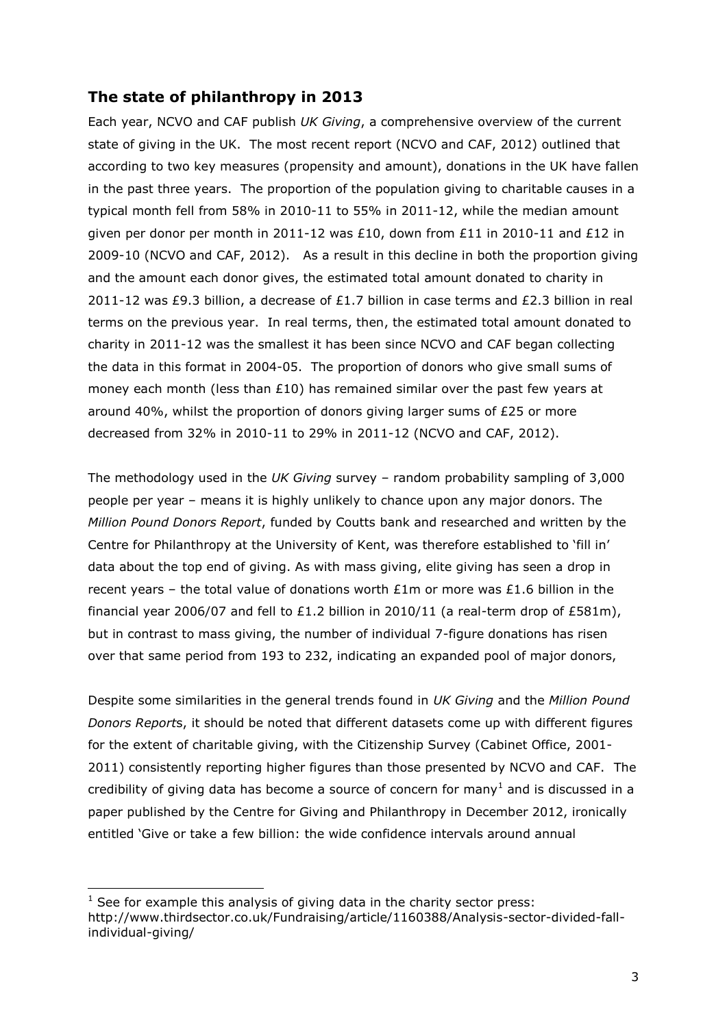## The state of philanthropy in 2013

Each year, NCVO and CAF publish *UK Giving*, a comprehensive overview of the current state of giving in the UK. The most recent report (NCVO and CAF, 2012) outlined that according to two key measures (propensity and amount), donations in the UK have fallen in the past three years. The proportion of the population giving to charitable causes in a typical month fell from 58% in 2010-11 to 55% in 2011-12, while the median amount given per donor per month in 2011-12 was £10, down from £11 in 2010-11 and £12 in 2009-10 (NCVO and CAF, 2012). As a result in this decline in both the proportion giving and the amount each donor gives, the estimated total amount donated to charity in 2011-12 was £9.3 billion, a decrease of £1.7 billion in case terms and £2.3 billion in real terms on the previous year. In real terms, then, the estimated total amount donated to charity in 2011-12 was the smallest it has been since NCVO and CAF began collecting the data in this format in 2004-05. The proportion of donors who give small sums of money each month (less than £10) has remained similar over the past few years at around 40%, whilst the proportion of donors giving larger sums of £25 or more decreased from 32% in 2010-11 to 29% in 2011-12 (NCVO and CAF, 2012).

The methodology used in the *UK Giving* survey – random probability sampling of 3,000 people per year – means it is highly unlikely to chance upon any major donors. The *Million Pound Donors Report*, funded by Coutts bank and researched and written by the Centre for Philanthropy at the University of Kent, was therefore established to 'fill in' data about the top end of giving. As with mass giving, elite giving has seen a drop in recent years – the total value of donations worth £1m or more was £1.6 billion in the financial year 2006/07 and fell to £1.2 billion in 2010/11 (a real-term drop of £581m), but in contrast to mass giving, the number of individual 7-figure donations has risen over that same period from 193 to 232, indicating an expanded pool of major donors,

Despite some similarities in the general trends found in *UK Giving* and the *Million Pound Donors Report*s, it should be noted that different datasets come up with different figures for the extent of charitable giving, with the Citizenship Survey (Cabinet Office, 2001-2011) consistently reporting higher figures than those presented by NCVO and CAF. The credibility of giving data has become a source of concern for many[1] and is discussed in a paper published by the Centre for Giving and Philanthropy in December 2012, ironically entitled 'Give or take a few billion: the wide confidence intervals around annual

[1] See for example this analysis of giving data in the charity sector press: http://www.thirdsector.co.uk/Fundraising/article/1160388/Analysis-sector-divided-fall-individual-giving/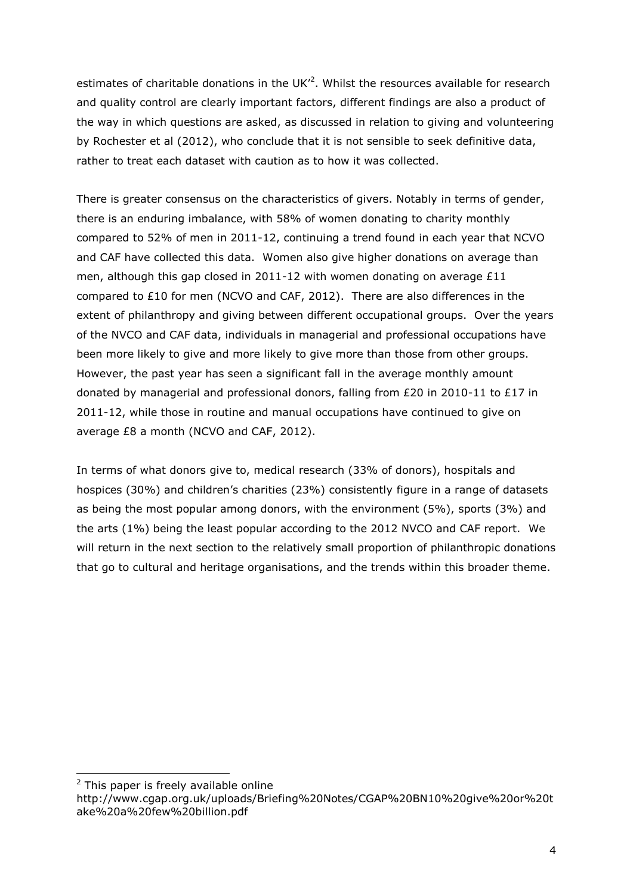estimates of charitable donations in the UK'[2]. Whilst the resources available for research and quality control are clearly important factors, different findings are also a product of the way in which questions are asked, as discussed in relation to giving and volunteering by Rochester et al (2012), who conclude that it is not sensible to seek definitive data, rather to treat each dataset with caution as to how it was collected.

There is greater consensus on the characteristics of givers. Notably in terms of gender, there is an enduring imbalance, with 58% of women donating to charity monthly compared to 52% of men in 2011-12, continuing a trend found in each year that NCVO and CAF have collected this data. Women also give higher donations on average than men, although this gap closed in 2011-12 with women donating on average £11 compared to £10 for men (NCVO and CAF, 2012). There are also differences in the extent of philanthropy and giving between different occupational groups. Over the years of the NVCO and CAF data, individuals in managerial and professional occupations have been more likely to give and more likely to give more than those from other groups. However, the past year has seen a significant fall in the average monthly amount donated by managerial and professional donors, falling from £20 in 2010-11 to £17 in 2011-12, while those in routine and manual occupations have continued to give on average £8 a month (NCVO and CAF, 2012).

In terms of what donors give to, medical research (33% of donors), hospitals and hospices (30%) and children's charities (23%) consistently figure in a range of datasets as being the most popular among donors, with the environment (5%), sports (3%) and the arts (1%) being the least popular according to the 2012 NVCO and CAF report. We will return in the next section to the relatively small proportion of philanthropic donations that go to cultural and heritage organisations, and the trends within this broader theme.

---

[2] This paper is freely available online http://www.cgap.org.uk/uploads/Briefing%20Notes/CGAP%20BN10%20give%20or%20take%20a%20few%20billion.pdf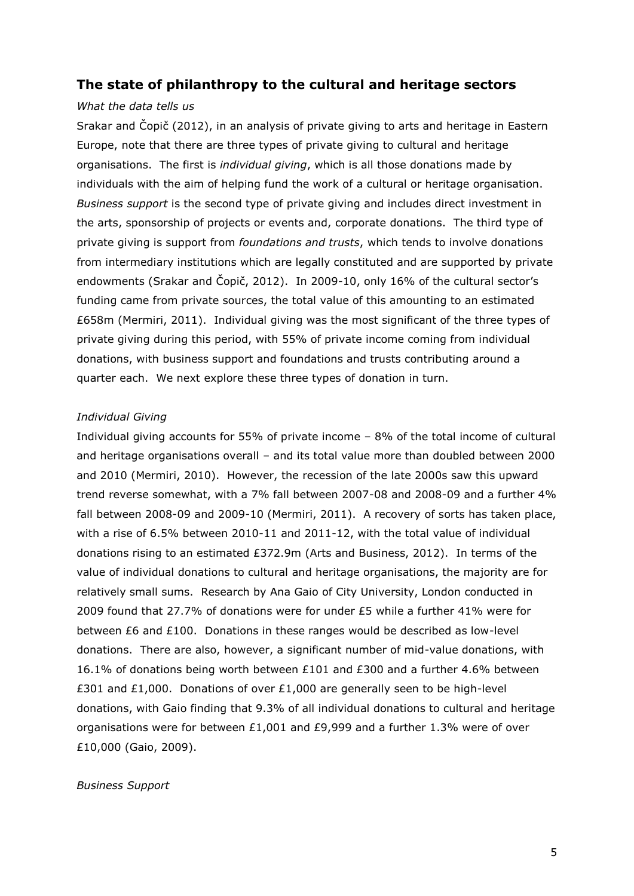## The state of philanthropy to the cultural and heritage sectors

*What the data tells us*

Srakar and Čopič (2012), in an analysis of private giving to arts and heritage in Eastern Europe, note that there are three types of private giving to cultural and heritage organisations. The first is *individual giving*, which is all those donations made by individuals with the aim of helping fund the work of a cultural or heritage organisation. *Business support* is the second type of private giving and includes direct investment in the arts, sponsorship of projects or events and, corporate donations. The third type of private giving is support from *foundations and trusts*, which tends to involve donations from intermediary institutions which are legally constituted and are supported by private endowments (Srakar and Čopič, 2012). In 2009-10, only 16% of the cultural sector's funding came from private sources, the total value of this amounting to an estimated £658m (Mermiri, 2011). Individual giving was the most significant of the three types of private giving during this period, with 55% of private income coming from individual donations, with business support and foundations and trusts contributing around a quarter each. We next explore these three types of donation in turn.

*Individual Giving*

Individual giving accounts for 55% of private income – 8% of the total income of cultural and heritage organisations overall – and its total value more than doubled between 2000 and 2010 (Mermiri, 2010). However, the recession of the late 2000s saw this upward trend reverse somewhat, with a 7% fall between 2007-08 and 2008-09 and a further 4% fall between 2008-09 and 2009-10 (Mermiri, 2011). A recovery of sorts has taken place, with a rise of 6.5% between 2010-11 and 2011-12, with the total value of individual donations rising to an estimated £372.9m (Arts and Business, 2012). In terms of the value of individual donations to cultural and heritage organisations, the majority are for relatively small sums. Research by Ana Gaio of City University, London conducted in 2009 found that 27.7% of donations were for under £5 while a further 41% were for between £6 and £100. Donations in these ranges would be described as low-level donations. There are also, however, a significant number of mid-value donations, with 16.1% of donations being worth between £101 and £300 and a further 4.6% between £301 and £1,000. Donations of over £1,000 are generally seen to be high-level donations, with Gaio finding that 9.3% of all individual donations to cultural and heritage organisations were for between £1,001 and £9,999 and a further 1.3% were of over £10,000 (Gaio, 2009).

*Business Support*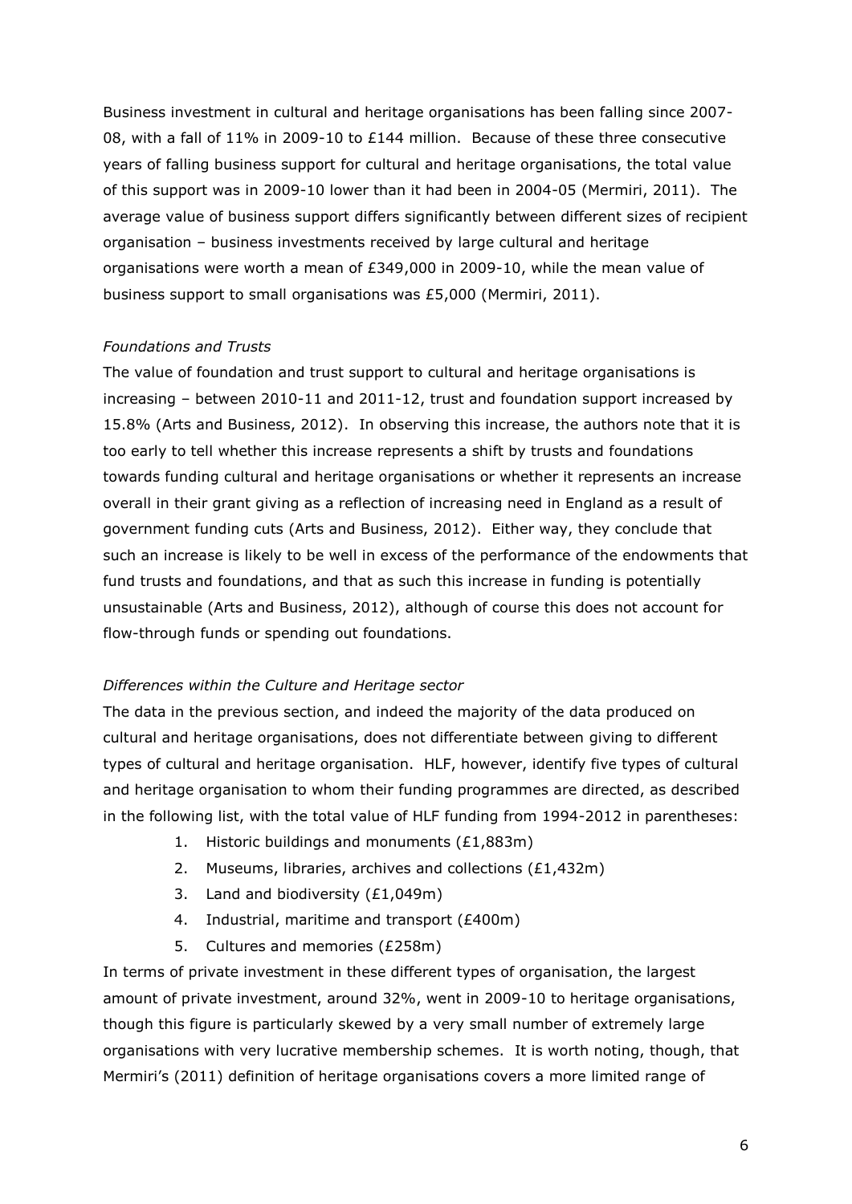Business investment in cultural and heritage organisations has been falling since 2007-08, with a fall of 11% in 2009-10 to £144 million. Because of these three consecutive years of falling business support for cultural and heritage organisations, the total value of this support was in 2009-10 lower than it had been in 2004-05 (Mermiri, 2011). The average value of business support differs significantly between different sizes of recipient organisation – business investments received by large cultural and heritage organisations were worth a mean of £349,000 in 2009-10, while the mean value of business support to small organisations was £5,000 (Mermiri, 2011).

*Foundations and Trusts*

The value of foundation and trust support to cultural and heritage organisations is increasing – between 2010-11 and 2011-12, trust and foundation support increased by 15.8% (Arts and Business, 2012). In observing this increase, the authors note that it is too early to tell whether this increase represents a shift by trusts and foundations towards funding cultural and heritage organisations or whether it represents an increase overall in their grant giving as a reflection of increasing need in England as a result of government funding cuts (Arts and Business, 2012). Either way, they conclude that such an increase is likely to be well in excess of the performance of the endowments that fund trusts and foundations, and that as such this increase in funding is potentially unsustainable (Arts and Business, 2012), although of course this does not account for flow-through funds or spending out foundations.

*Differences within the Culture and Heritage sector*

The data in the previous section, and indeed the majority of the data produced on cultural and heritage organisations, does not differentiate between giving to different types of cultural and heritage organisation. HLF, however, identify five types of cultural and heritage organisation to whom their funding programmes are directed, as described in the following list, with the total value of HLF funding from 1994-2012 in parentheses:

1. Historic buildings and monuments (£1,883m)
2. Museums, libraries, archives and collections (£1,432m)
3. Land and biodiversity (£1,049m)
4. Industrial, maritime and transport (£400m)
5. Cultures and memories (£258m)

In terms of private investment in these different types of organisation, the largest amount of private investment, around 32%, went in 2009-10 to heritage organisations, though this figure is particularly skewed by a very small number of extremely large organisations with very lucrative membership schemes. It is worth noting, though, that Mermiri's (2011) definition of heritage organisations covers a more limited range of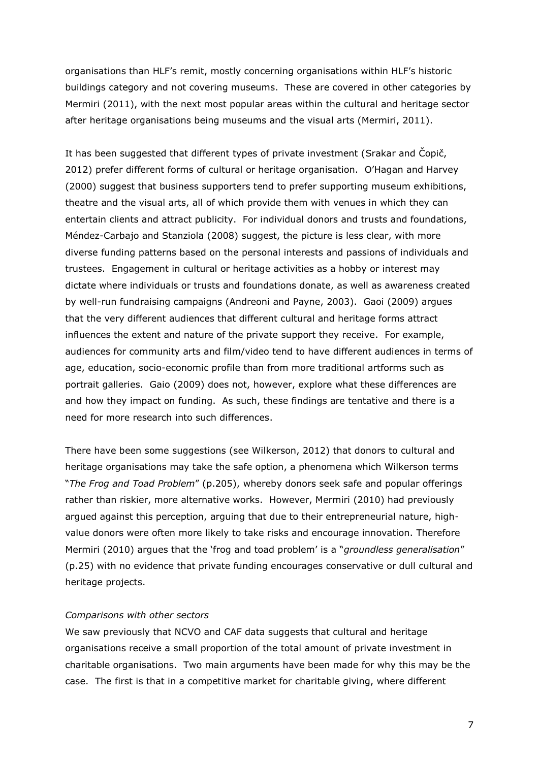organisations than HLF's remit, mostly concerning organisations within HLF's historic buildings category and not covering museums. These are covered in other categories by Mermiri (2011), with the next most popular areas within the cultural and heritage sector after heritage organisations being museums and the visual arts (Mermiri, 2011).

It has been suggested that different types of private investment (Srakar and Čopič, 2012) prefer different forms of cultural or heritage organisation. O'Hagan and Harvey (2000) suggest that business supporters tend to prefer supporting museum exhibitions, theatre and the visual arts, all of which provide them with venues in which they can entertain clients and attract publicity. For individual donors and trusts and foundations, Méndez-Carbajo and Stanziola (2008) suggest, the picture is less clear, with more diverse funding patterns based on the personal interests and passions of individuals and trustees. Engagement in cultural or heritage activities as a hobby or interest may dictate where individuals or trusts and foundations donate, as well as awareness created by well-run fundraising campaigns (Andreoni and Payne, 2003). Gaoi (2009) argues that the very different audiences that different cultural and heritage forms attract influences the extent and nature of the private support they receive. For example, audiences for community arts and film/video tend to have different audiences in terms of age, education, socio-economic profile than from more traditional artforms such as portrait galleries. Gaio (2009) does not, however, explore what these differences are and how they impact on funding. As such, these findings are tentative and there is a need for more research into such differences.

There have been some suggestions (see Wilkerson, 2012) that donors to cultural and heritage organisations may take the safe option, a phenomena which Wilkerson terms "*The Frog and Toad Problem*" (p.205), whereby donors seek safe and popular offerings rather than riskier, more alternative works. However, Mermiri (2010) had previously argued against this perception, arguing that due to their entrepreneurial nature, high-value donors were often more likely to take risks and encourage innovation. Therefore Mermiri (2010) argues that the 'frog and toad problem' is a "*groundless generalisation*" (p.25) with no evidence that private funding encourages conservative or dull cultural and heritage projects.

*Comparisons with other sectors*

We saw previously that NCVO and CAF data suggests that cultural and heritage organisations receive a small proportion of the total amount of private investment in charitable organisations. Two main arguments have been made for why this may be the case. The first is that in a competitive market for charitable giving, where different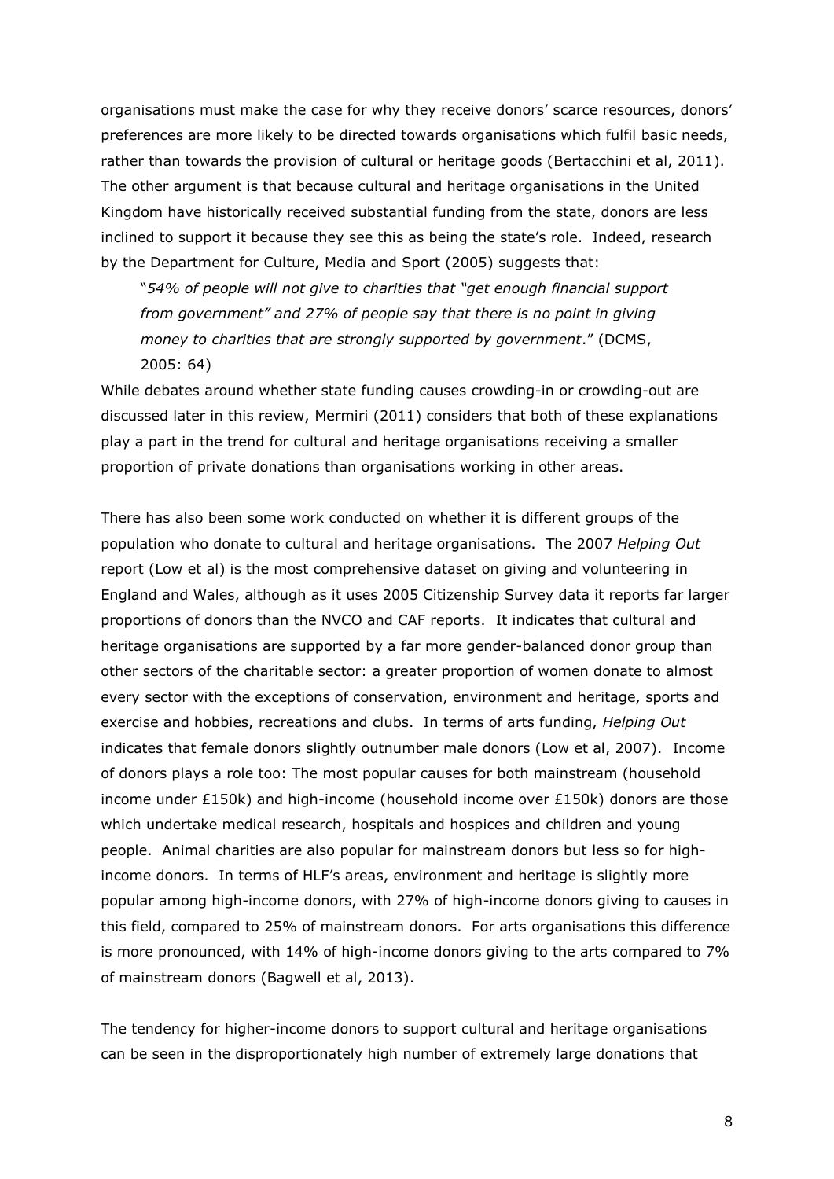organisations must make the case for why they receive donors' scarce resources, donors' preferences are more likely to be directed towards organisations which fulfil basic needs, rather than towards the provision of cultural or heritage goods (Bertacchini et al, 2011). The other argument is that because cultural and heritage organisations in the United Kingdom have historically received substantial funding from the state, donors are less inclined to support it because they see this as being the state's role. Indeed, research by the Department for Culture, Media and Sport (2005) suggests that:

> "*54% of people will not give to charities that "get enough financial support from government" and 27% of people say that there is no point in giving money to charities that are strongly supported by government*." (DCMS, 2005: 64)

While debates around whether state funding causes crowding-in or crowding-out are discussed later in this review, Mermiri (2011) considers that both of these explanations play a part in the trend for cultural and heritage organisations receiving a smaller proportion of private donations than organisations working in other areas.

There has also been some work conducted on whether it is different groups of the population who donate to cultural and heritage organisations. The 2007 *Helping Out* report (Low et al) is the most comprehensive dataset on giving and volunteering in England and Wales, although as it uses 2005 Citizenship Survey data it reports far larger proportions of donors than the NVCO and CAF reports. It indicates that cultural and heritage organisations are supported by a far more gender-balanced donor group than other sectors of the charitable sector: a greater proportion of women donate to almost every sector with the exceptions of conservation, environment and heritage, sports and exercise and hobbies, recreations and clubs. In terms of arts funding, *Helping Out* indicates that female donors slightly outnumber male donors (Low et al, 2007). Income of donors plays a role too: The most popular causes for both mainstream (household income under £150k) and high-income (household income over £150k) donors are those which undertake medical research, hospitals and hospices and children and young people. Animal charities are also popular for mainstream donors but less so for high-income donors. In terms of HLF's areas, environment and heritage is slightly more popular among high-income donors, with 27% of high-income donors giving to causes in this field, compared to 25% of mainstream donors. For arts organisations this difference is more pronounced, with 14% of high-income donors giving to the arts compared to 7% of mainstream donors (Bagwell et al, 2013).

The tendency for higher-income donors to support cultural and heritage organisations can be seen in the disproportionately high number of extremely large donations that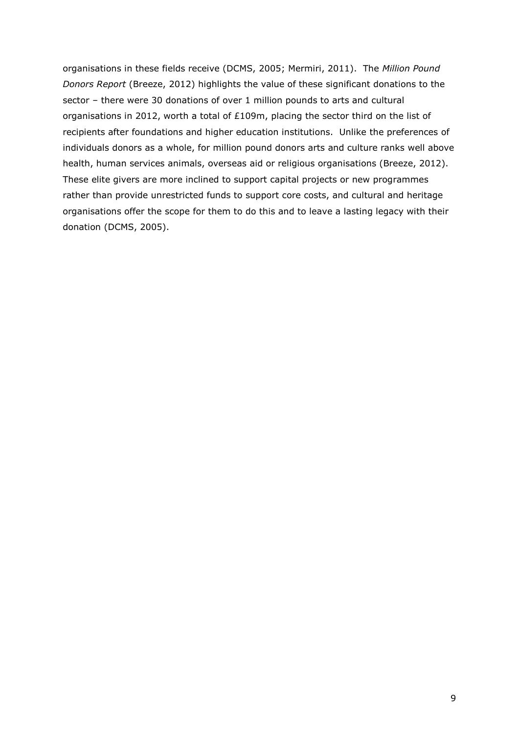organisations in these fields receive (DCMS, 2005; Mermiri, 2011). The *Million Pound Donors Report* (Breeze, 2012) highlights the value of these significant donations to the sector – there were 30 donations of over 1 million pounds to arts and cultural organisations in 2012, worth a total of £109m, placing the sector third on the list of recipients after foundations and higher education institutions. Unlike the preferences of individuals donors as a whole, for million pound donors arts and culture ranks well above health, human services animals, overseas aid or religious organisations (Breeze, 2012). These elite givers are more inclined to support capital projects or new programmes rather than provide unrestricted funds to support core costs, and cultural and heritage organisations offer the scope for them to do this and to leave a lasting legacy with their donation (DCMS, 2005).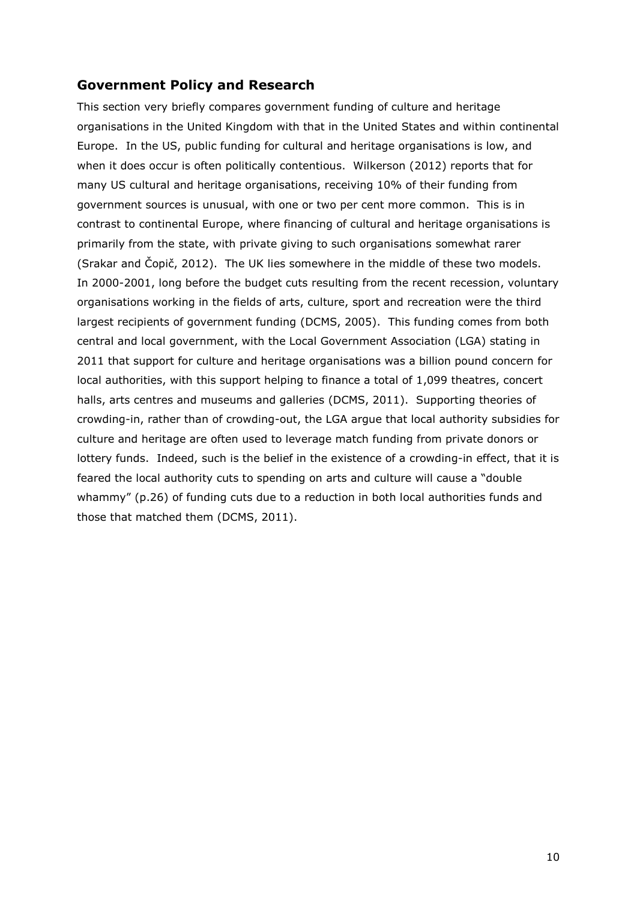## Government Policy and Research

This section very briefly compares government funding of culture and heritage organisations in the United Kingdom with that in the United States and within continental Europe. In the US, public funding for cultural and heritage organisations is low, and when it does occur is often politically contentious. Wilkerson (2012) reports that for many US cultural and heritage organisations, receiving 10% of their funding from government sources is unusual, with one or two per cent more common. This is in contrast to continental Europe, where financing of cultural and heritage organisations is primarily from the state, with private giving to such organisations somewhat rarer (Srakar and Čopič, 2012). The UK lies somewhere in the middle of these two models. In 2000-2001, long before the budget cuts resulting from the recent recession, voluntary organisations working in the fields of arts, culture, sport and recreation were the third largest recipients of government funding (DCMS, 2005). This funding comes from both central and local government, with the Local Government Association (LGA) stating in 2011 that support for culture and heritage organisations was a billion pound concern for local authorities, with this support helping to finance a total of 1,099 theatres, concert halls, arts centres and museums and galleries (DCMS, 2011). Supporting theories of crowding-in, rather than of crowding-out, the LGA argue that local authority subsidies for culture and heritage are often used to leverage match funding from private donors or lottery funds. Indeed, such is the belief in the existence of a crowding-in effect, that it is feared the local authority cuts to spending on arts and culture will cause a "double whammy" (p.26) of funding cuts due to a reduction in both local authorities funds and those that matched them (DCMS, 2011).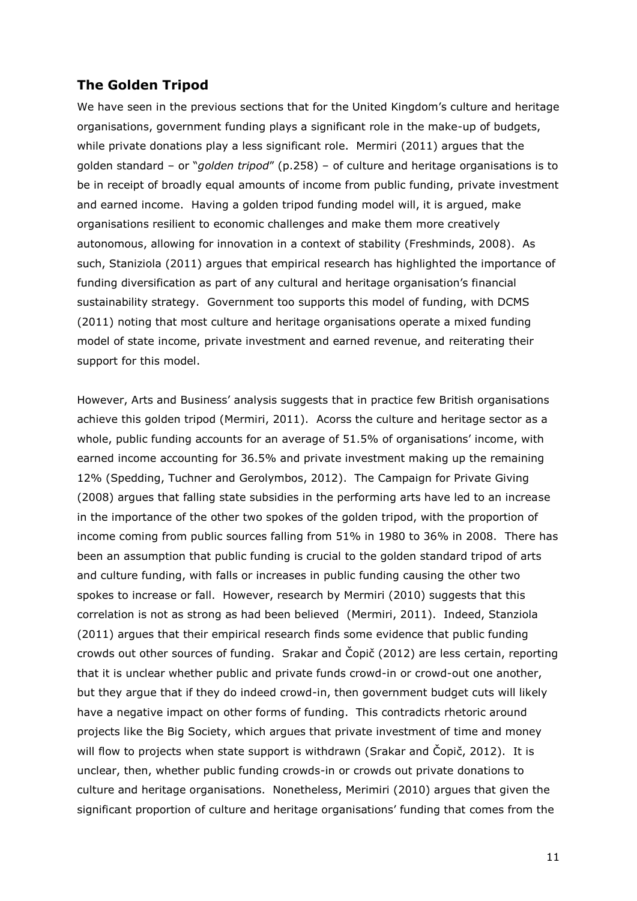## The Golden Tripod

We have seen in the previous sections that for the United Kingdom's culture and heritage organisations, government funding plays a significant role in the make-up of budgets, while private donations play a less significant role. Mermiri (2011) argues that the golden standard – or "*golden tripod*" (p.258) – of culture and heritage organisations is to be in receipt of broadly equal amounts of income from public funding, private investment and earned income. Having a golden tripod funding model will, it is argued, make organisations resilient to economic challenges and make them more creatively autonomous, allowing for innovation in a context of stability (Freshminds, 2008). As such, Staniziola (2011) argues that empirical research has highlighted the importance of funding diversification as part of any cultural and heritage organisation's financial sustainability strategy. Government too supports this model of funding, with DCMS (2011) noting that most culture and heritage organisations operate a mixed funding model of state income, private investment and earned revenue, and reiterating their support for this model.

However, Arts and Business' analysis suggests that in practice few British organisations achieve this golden tripod (Mermiri, 2011). Acorss the culture and heritage sector as a whole, public funding accounts for an average of 51.5% of organisations' income, with earned income accounting for 36.5% and private investment making up the remaining 12% (Spedding, Tuchner and Gerolymbos, 2012). The Campaign for Private Giving (2008) argues that falling state subsidies in the performing arts have led to an increase in the importance of the other two spokes of the golden tripod, with the proportion of income coming from public sources falling from 51% in 1980 to 36% in 2008. There has been an assumption that public funding is crucial to the golden standard tripod of arts and culture funding, with falls or increases in public funding causing the other two spokes to increase or fall. However, research by Mermiri (2010) suggests that this correlation is not as strong as had been believed (Mermiri, 2011). Indeed, Stanziola (2011) argues that their empirical research finds some evidence that public funding crowds out other sources of funding. Srakar and Čopič (2012) are less certain, reporting that it is unclear whether public and private funds crowd-in or crowd-out one another, but they argue that if they do indeed crowd-in, then government budget cuts will likely have a negative impact on other forms of funding. This contradicts rhetoric around projects like the Big Society, which argues that private investment of time and money will flow to projects when state support is withdrawn (Srakar and Čopič, 2012). It is unclear, then, whether public funding crowds-in or crowds out private donations to culture and heritage organisations. Nonetheless, Merimiri (2010) argues that given the significant proportion of culture and heritage organisations' funding that comes from the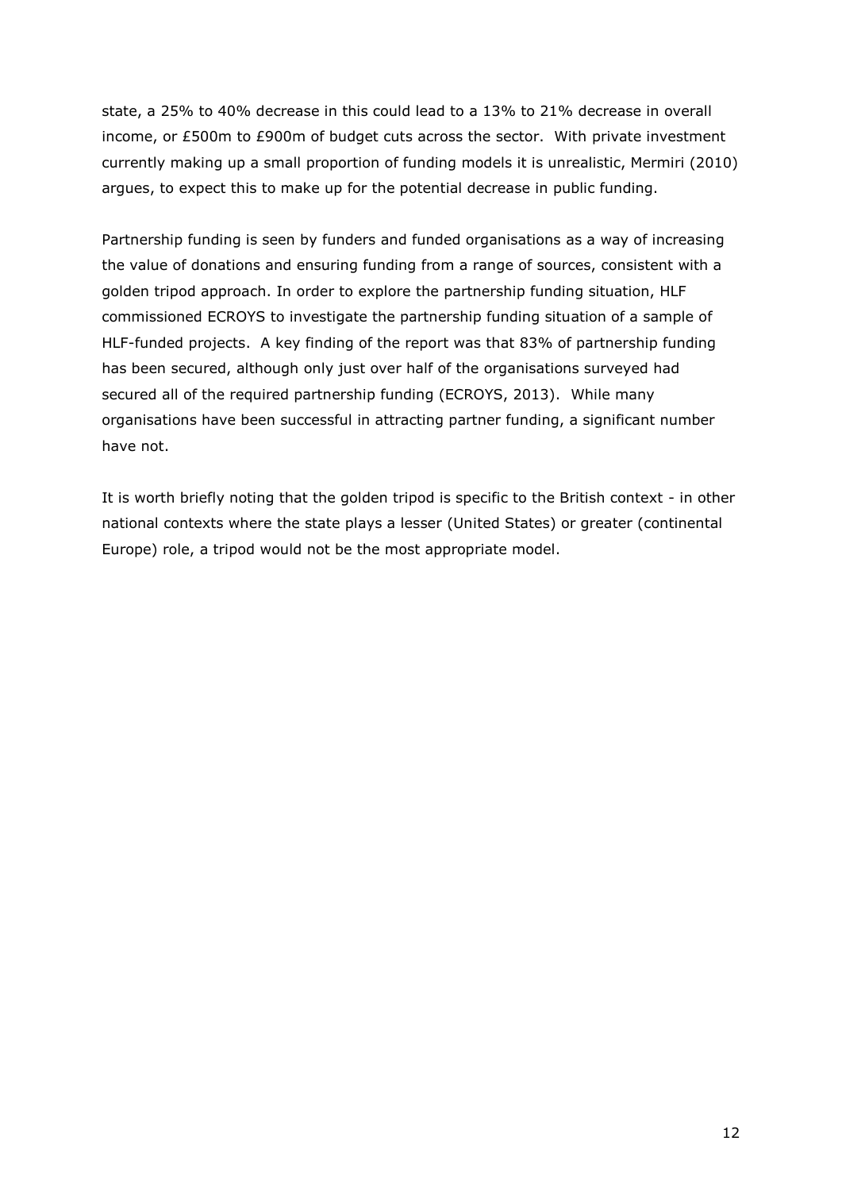state, a 25% to 40% decrease in this could lead to a 13% to 21% decrease in overall income, or £500m to £900m of budget cuts across the sector. With private investment currently making up a small proportion of funding models it is unrealistic, Mermiri (2010) argues, to expect this to make up for the potential decrease in public funding.

Partnership funding is seen by funders and funded organisations as a way of increasing the value of donations and ensuring funding from a range of sources, consistent with a golden tripod approach. In order to explore the partnership funding situation, HLF commissioned ECROYS to investigate the partnership funding situation of a sample of HLF-funded projects. A key finding of the report was that 83% of partnership funding has been secured, although only just over half of the organisations surveyed had secured all of the required partnership funding (ECROYS, 2013). While many organisations have been successful in attracting partner funding, a significant number have not.

It is worth briefly noting that the golden tripod is specific to the British context - in other national contexts where the state plays a lesser (United States) or greater (continental Europe) role, a tripod would not be the most appropriate model.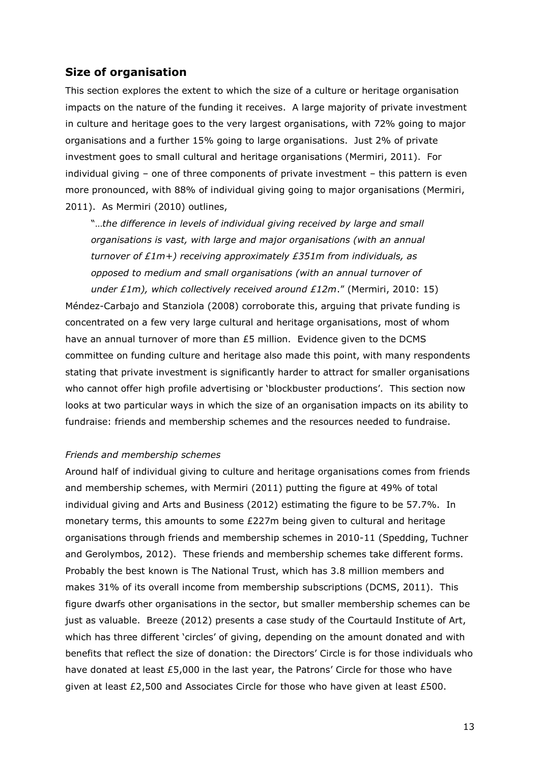## Size of organisation

This section explores the extent to which the size of a culture or heritage organisation impacts on the nature of the funding it receives. A large majority of private investment in culture and heritage goes to the very largest organisations, with 72% going to major organisations and a further 15% going to large organisations. Just 2% of private investment goes to small cultural and heritage organisations (Mermiri, 2011). For individual giving – one of three components of private investment – this pattern is even more pronounced, with 88% of individual giving going to major organisations (Mermiri, 2011). As Mermiri (2010) outlines,

> "…*the difference in levels of individual giving received by large and small organisations is vast, with large and major organisations (with an annual turnover of £1m+) receiving approximately £351m from individuals, as opposed to medium and small organisations (with an annual turnover of under £1m), which collectively received around £12m*." (Mermiri, 2010: 15)

Méndez-Carbajo and Stanziola (2008) corroborate this, arguing that private funding is concentrated on a few very large cultural and heritage organisations, most of whom have an annual turnover of more than £5 million. Evidence given to the DCMS committee on funding culture and heritage also made this point, with many respondents stating that private investment is significantly harder to attract for smaller organisations who cannot offer high profile advertising or 'blockbuster productions'. This section now looks at two particular ways in which the size of an organisation impacts on its ability to fundraise: friends and membership schemes and the resources needed to fundraise.

*Friends and membership schemes*

Around half of individual giving to culture and heritage organisations comes from friends and membership schemes, with Mermiri (2011) putting the figure at 49% of total individual giving and Arts and Business (2012) estimating the figure to be 57.7%. In monetary terms, this amounts to some £227m being given to cultural and heritage organisations through friends and membership schemes in 2010-11 (Spedding, Tuchner and Gerolymbos, 2012). These friends and membership schemes take different forms. Probably the best known is The National Trust, which has 3.8 million members and makes 31% of its overall income from membership subscriptions (DCMS, 2011). This figure dwarfs other organisations in the sector, but smaller membership schemes can be just as valuable. Breeze (2012) presents a case study of the Courtauld Institute of Art, which has three different 'circles' of giving, depending on the amount donated and with benefits that reflect the size of donation: the Directors' Circle is for those individuals who have donated at least £5,000 in the last year, the Patrons' Circle for those who have given at least £2,500 and Associates Circle for those who have given at least £500.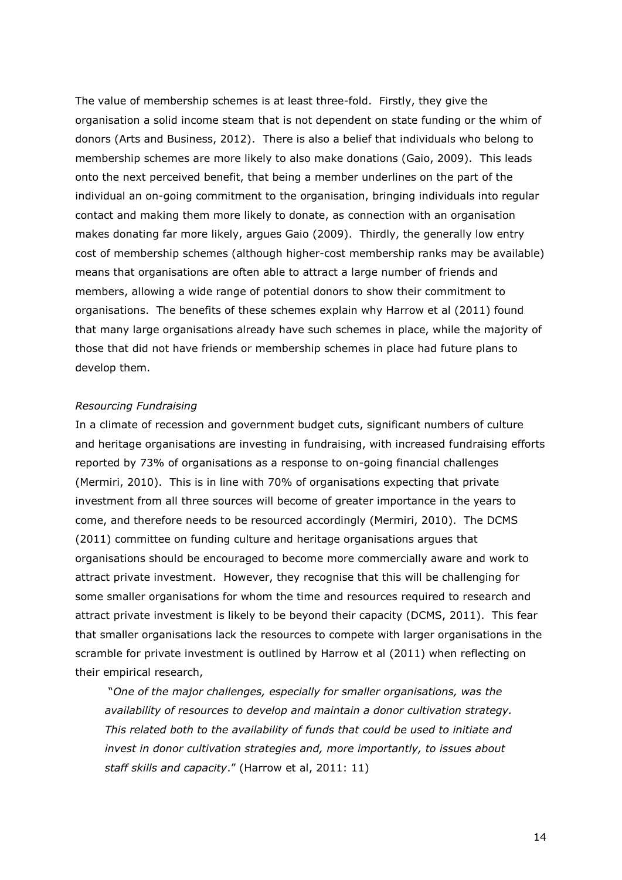The value of membership schemes is at least three-fold. Firstly, they give the organisation a solid income steam that is not dependent on state funding or the whim of donors (Arts and Business, 2012). There is also a belief that individuals who belong to membership schemes are more likely to also make donations (Gaio, 2009). This leads onto the next perceived benefit, that being a member underlines on the part of the individual an on-going commitment to the organisation, bringing individuals into regular contact and making them more likely to donate, as connection with an organisation makes donating far more likely, argues Gaio (2009). Thirdly, the generally low entry cost of membership schemes (although higher-cost membership ranks may be available) means that organisations are often able to attract a large number of friends and members, allowing a wide range of potential donors to show their commitment to organisations. The benefits of these schemes explain why Harrow et al (2011) found that many large organisations already have such schemes in place, while the majority of those that did not have friends or membership schemes in place had future plans to develop them.

*Resourcing Fundraising*

In a climate of recession and government budget cuts, significant numbers of culture and heritage organisations are investing in fundraising, with increased fundraising efforts reported by 73% of organisations as a response to on-going financial challenges (Mermiri, 2010). This is in line with 70% of organisations expecting that private investment from all three sources will become of greater importance in the years to come, and therefore needs to be resourced accordingly (Mermiri, 2010). The DCMS (2011) committee on funding culture and heritage organisations argues that organisations should be encouraged to become more commercially aware and work to attract private investment. However, they recognise that this will be challenging for some smaller organisations for whom the time and resources required to research and attract private investment is likely to be beyond their capacity (DCMS, 2011). This fear that smaller organisations lack the resources to compete with larger organisations in the scramble for private investment is outlined by Harrow et al (2011) when reflecting on their empirical research,

> "*One of the major challenges, especially for smaller organisations, was the availability of resources to develop and maintain a donor cultivation strategy. This related both to the availability of funds that could be used to initiate and invest in donor cultivation strategies and, more importantly, to issues about staff skills and capacity*." (Harrow et al, 2011: 11)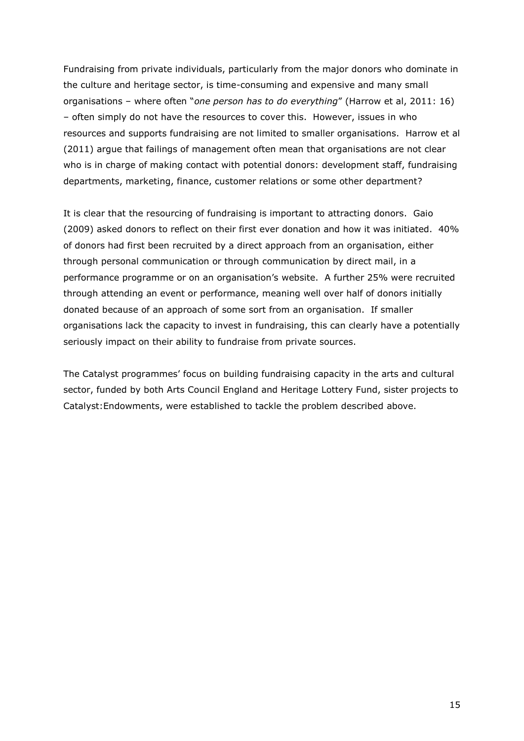Fundraising from private individuals, particularly from the major donors who dominate in the culture and heritage sector, is time-consuming and expensive and many small organisations – where often "*one person has to do everything*" (Harrow et al, 2011: 16) – often simply do not have the resources to cover this. However, issues in who resources and supports fundraising are not limited to smaller organisations. Harrow et al (2011) argue that failings of management often mean that organisations are not clear who is in charge of making contact with potential donors: development staff, fundraising departments, marketing, finance, customer relations or some other department?

It is clear that the resourcing of fundraising is important to attracting donors. Gaio (2009) asked donors to reflect on their first ever donation and how it was initiated. 40% of donors had first been recruited by a direct approach from an organisation, either through personal communication or through communication by direct mail, in a performance programme or on an organisation's website. A further 25% were recruited through attending an event or performance, meaning well over half of donors initially donated because of an approach of some sort from an organisation. If smaller organisations lack the capacity to invest in fundraising, this can clearly have a potentially seriously impact on their ability to fundraise from private sources.

The Catalyst programmes' focus on building fundraising capacity in the arts and cultural sector, funded by both Arts Council England and Heritage Lottery Fund, sister projects to Catalyst:Endowments, were established to tackle the problem described above.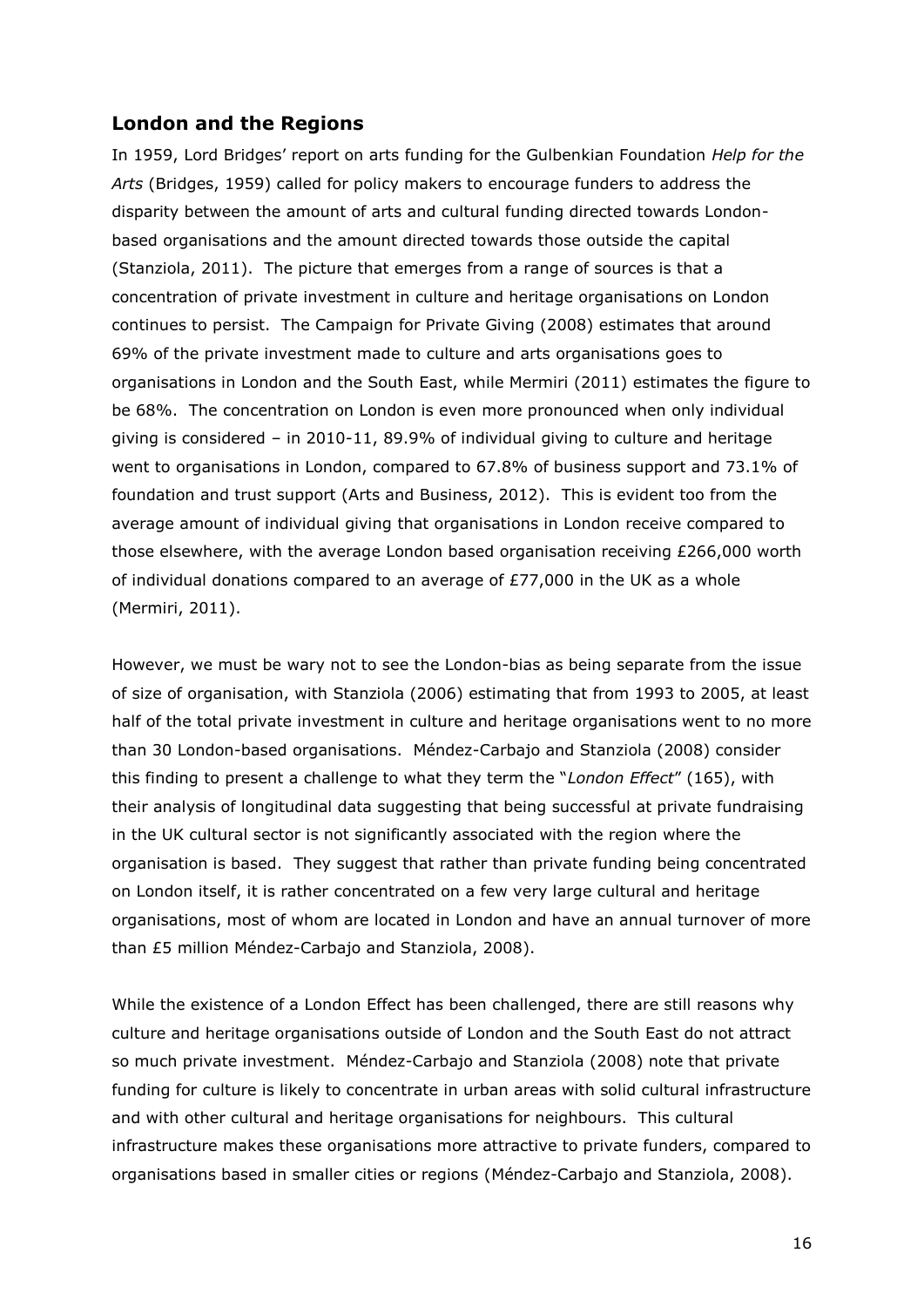## London and the Regions

In 1959, Lord Bridges' report on arts funding for the Gulbenkian Foundation *Help for the Arts* (Bridges, 1959) called for policy makers to encourage funders to address the disparity between the amount of arts and cultural funding directed towards London-based organisations and the amount directed towards those outside the capital (Stanziola, 2011). The picture that emerges from a range of sources is that a concentration of private investment in culture and heritage organisations on London continues to persist. The Campaign for Private Giving (2008) estimates that around 69% of the private investment made to culture and arts organisations goes to organisations in London and the South East, while Mermiri (2011) estimates the figure to be 68%. The concentration on London is even more pronounced when only individual giving is considered – in 2010-11, 89.9% of individual giving to culture and heritage went to organisations in London, compared to 67.8% of business support and 73.1% of foundation and trust support (Arts and Business, 2012). This is evident too from the average amount of individual giving that organisations in London receive compared to those elsewhere, with the average London based organisation receiving £266,000 worth of individual donations compared to an average of £77,000 in the UK as a whole (Mermiri, 2011).

However, we must be wary not to see the London-bias as being separate from the issue of size of organisation, with Stanziola (2006) estimating that from 1993 to 2005, at least half of the total private investment in culture and heritage organisations went to no more than 30 London-based organisations. Méndez-Carbajo and Stanziola (2008) consider this finding to present a challenge to what they term the "*London Effect*" (165), with their analysis of longitudinal data suggesting that being successful at private fundraising in the UK cultural sector is not significantly associated with the region where the organisation is based. They suggest that rather than private funding being concentrated on London itself, it is rather concentrated on a few very large cultural and heritage organisations, most of whom are located in London and have an annual turnover of more than £5 million Méndez-Carbajo and Stanziola, 2008).

While the existence of a London Effect has been challenged, there are still reasons why culture and heritage organisations outside of London and the South East do not attract so much private investment. Méndez-Carbajo and Stanziola (2008) note that private funding for culture is likely to concentrate in urban areas with solid cultural infrastructure and with other cultural and heritage organisations for neighbours. This cultural infrastructure makes these organisations more attractive to private funders, compared to organisations based in smaller cities or regions (Méndez-Carbajo and Stanziola, 2008).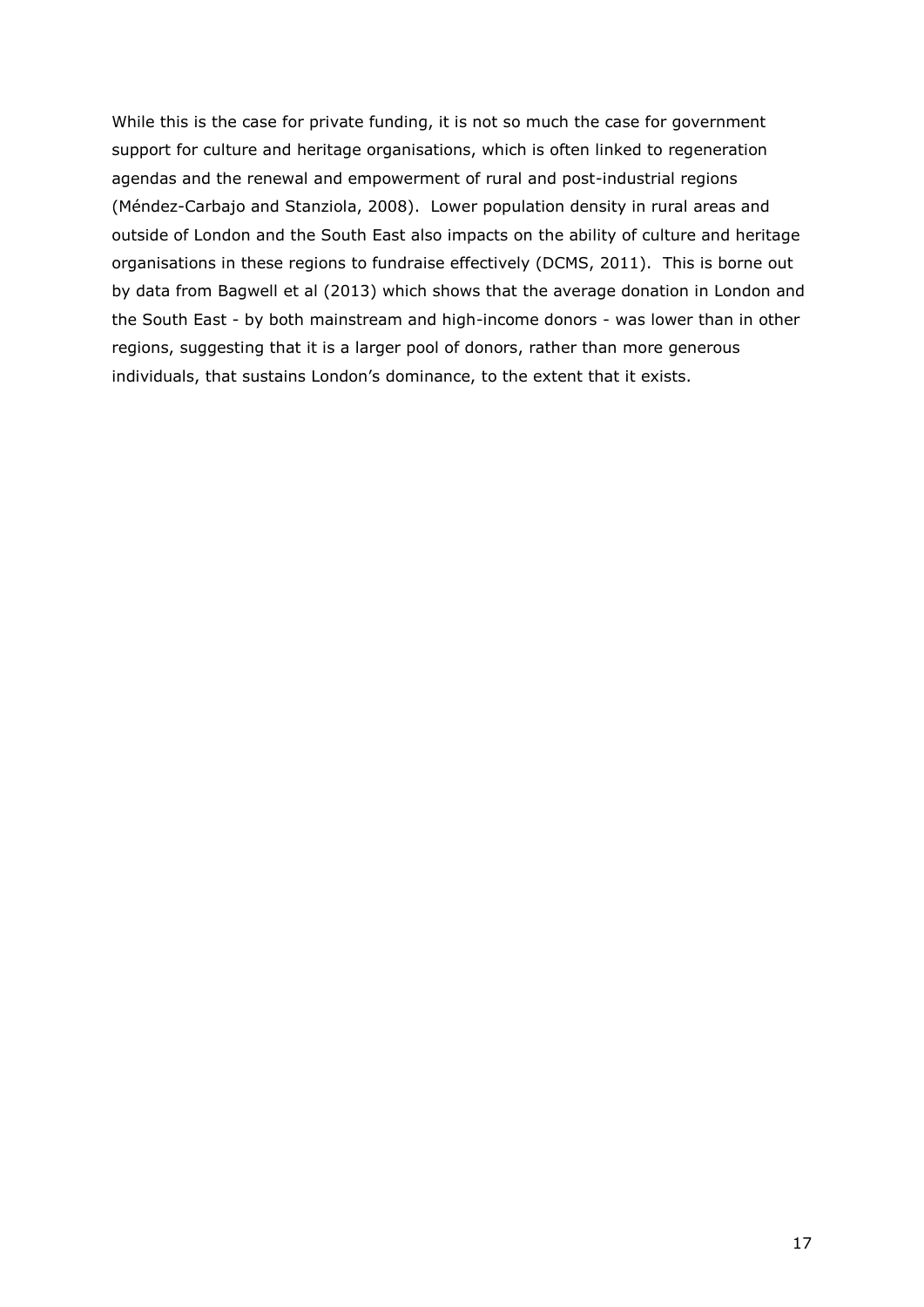While this is the case for private funding, it is not so much the case for government support for culture and heritage organisations, which is often linked to regeneration agendas and the renewal and empowerment of rural and post-industrial regions (Méndez-Carbajo and Stanziola, 2008). Lower population density in rural areas and outside of London and the South East also impacts on the ability of culture and heritage organisations in these regions to fundraise effectively (DCMS, 2011). This is borne out by data from Bagwell et al (2013) which shows that the average donation in London and the South East - by both mainstream and high-income donors - was lower than in other regions, suggesting that it is a larger pool of donors, rather than more generous individuals, that sustains London's dominance, to the extent that it exists.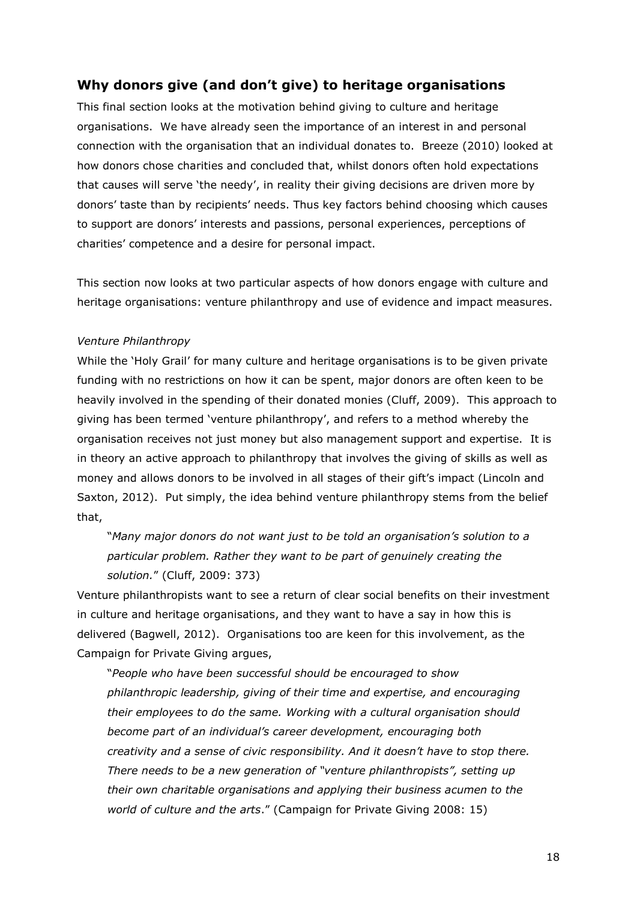## Why donors give (and don't give) to heritage organisations

This final section looks at the motivation behind giving to culture and heritage organisations. We have already seen the importance of an interest in and personal connection with the organisation that an individual donates to. Breeze (2010) looked at how donors chose charities and concluded that, whilst donors often hold expectations that causes will serve 'the needy', in reality their giving decisions are driven more by donors' taste than by recipients' needs. Thus key factors behind choosing which causes to support are donors' interests and passions, personal experiences, perceptions of charities' competence and a desire for personal impact.

This section now looks at two particular aspects of how donors engage with culture and heritage organisations: venture philanthropy and use of evidence and impact measures.

*Venture Philanthropy*

While the 'Holy Grail' for many culture and heritage organisations is to be given private funding with no restrictions on how it can be spent, major donors are often keen to be heavily involved in the spending of their donated monies (Cluff, 2009). This approach to giving has been termed 'venture philanthropy', and refers to a method whereby the organisation receives not just money but also management support and expertise. It is in theory an active approach to philanthropy that involves the giving of skills as well as money and allows donors to be involved in all stages of their gift's impact (Lincoln and Saxton, 2012). Put simply, the idea behind venture philanthropy stems from the belief that,

> "*Many major donors do not want just to be told an organisation's solution to a particular problem. Rather they want to be part of genuinely creating the solution.*" (Cluff, 2009: 373)

Venture philanthropists want to see a return of clear social benefits on their investment in culture and heritage organisations, and they want to have a say in how this is delivered (Bagwell, 2012). Organisations too are keen for this involvement, as the Campaign for Private Giving argues,

> "*People who have been successful should be encouraged to show philanthropic leadership, giving of their time and expertise, and encouraging their employees to do the same. Working with a cultural organisation should become part of an individual's career development, encouraging both creativity and a sense of civic responsibility. And it doesn't have to stop there. There needs to be a new generation of "venture philanthropists", setting up their own charitable organisations and applying their business acumen to the world of culture and the arts*." (Campaign for Private Giving 2008: 15)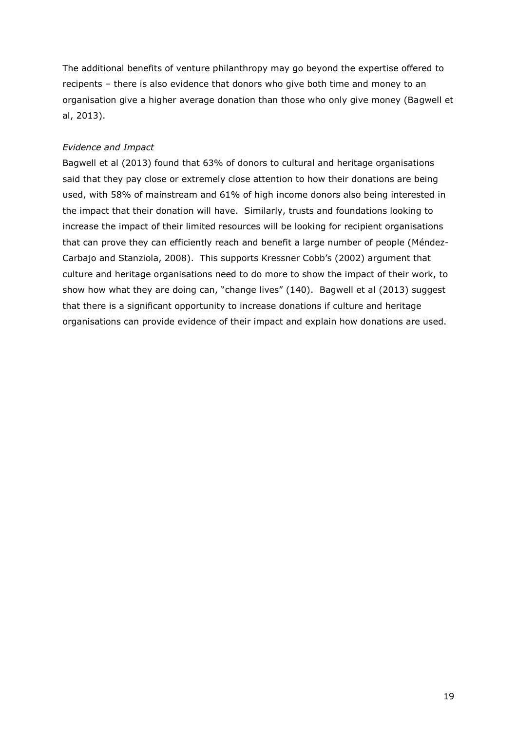The additional benefits of venture philanthropy may go beyond the expertise offered to recipients – there is also evidence that donors who give both time and money to an organisation give a higher average donation than those who only give money (Bagwell et al, 2013).

*Evidence and Impact*

Bagwell et al (2013) found that 63% of donors to cultural and heritage organisations said that they pay close or extremely close attention to how their donations are being used, with 58% of mainstream and 61% of high income donors also being interested in the impact that their donation will have. Similarly, trusts and foundations looking to increase the impact of their limited resources will be looking for recipient organisations that can prove they can efficiently reach and benefit a large number of people (Méndez-Carbajo and Stanziola, 2008). This supports Kressner Cobb's (2002) argument that culture and heritage organisations need to do more to show the impact of their work, to show how what they are doing can, "change lives" (140). Bagwell et al (2013) suggest that there is a significant opportunity to increase donations if culture and heritage organisations can provide evidence of their impact and explain how donations are used.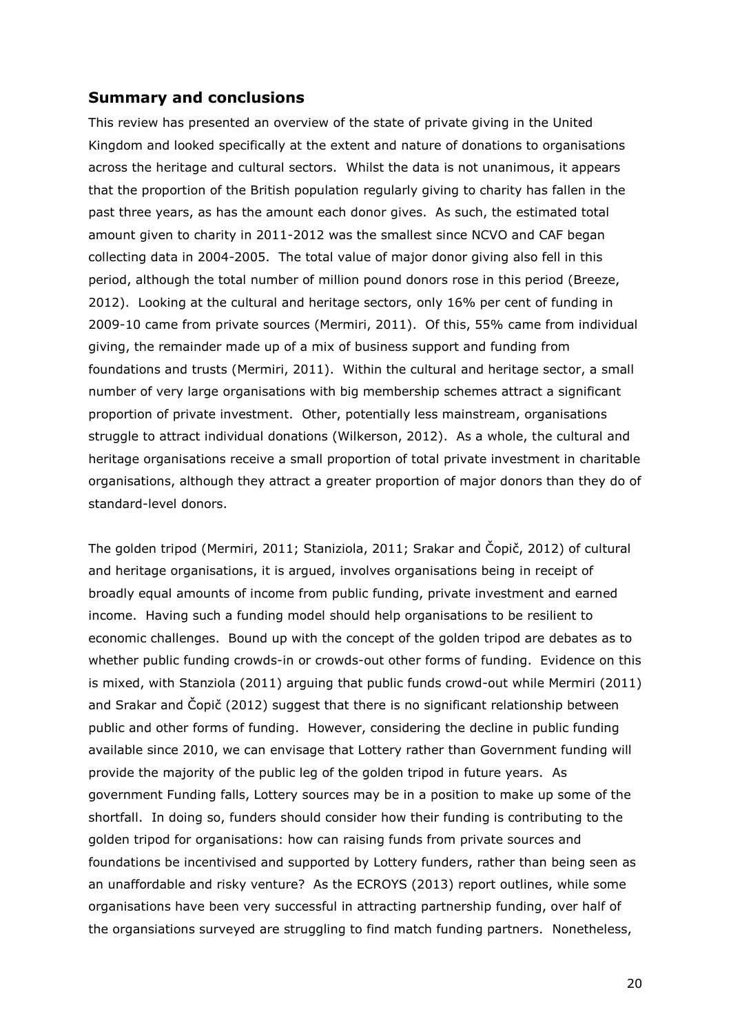## Summary and conclusions

This review has presented an overview of the state of private giving in the United Kingdom and looked specifically at the extent and nature of donations to organisations across the heritage and cultural sectors. Whilst the data is not unanimous, it appears that the proportion of the British population regularly giving to charity has fallen in the past three years, as has the amount each donor gives. As such, the estimated total amount given to charity in 2011-2012 was the smallest since NCVO and CAF began collecting data in 2004-2005. The total value of major donor giving also fell in this period, although the total number of million pound donors rose in this period (Breeze, 2012). Looking at the cultural and heritage sectors, only 16% per cent of funding in 2009-10 came from private sources (Mermiri, 2011). Of this, 55% came from individual giving, the remainder made up of a mix of business support and funding from foundations and trusts (Mermiri, 2011). Within the cultural and heritage sector, a small number of very large organisations with big membership schemes attract a significant proportion of private investment. Other, potentially less mainstream, organisations struggle to attract individual donations (Wilkerson, 2012). As a whole, the cultural and heritage organisations receive a small proportion of total private investment in charitable organisations, although they attract a greater proportion of major donors than they do of standard-level donors.

The golden tripod (Mermiri, 2011; Staniziola, 2011; Srakar and Čopič, 2012) of cultural and heritage organisations, it is argued, involves organisations being in receipt of broadly equal amounts of income from public funding, private investment and earned income. Having such a funding model should help organisations to be resilient to economic challenges. Bound up with the concept of the golden tripod are debates as to whether public funding crowds-in or crowds-out other forms of funding. Evidence on this is mixed, with Stanziola (2011) arguing that public funds crowd-out while Mermiri (2011) and Srakar and Čopič (2012) suggest that there is no significant relationship between public and other forms of funding. However, considering the decline in public funding available since 2010, we can envisage that Lottery rather than Government funding will provide the majority of the public leg of the golden tripod in future years. As government Funding falls, Lottery sources may be in a position to make up some of the shortfall. In doing so, funders should consider how their funding is contributing to the golden tripod for organisations: how can raising funds from private sources and foundations be incentivised and supported by Lottery funders, rather than being seen as an unaffordable and risky venture? As the ECROYS (2013) report outlines, while some organisations have been very successful in attracting partnership funding, over half of the organsiations surveyed are struggling to find match funding partners. Nonetheless,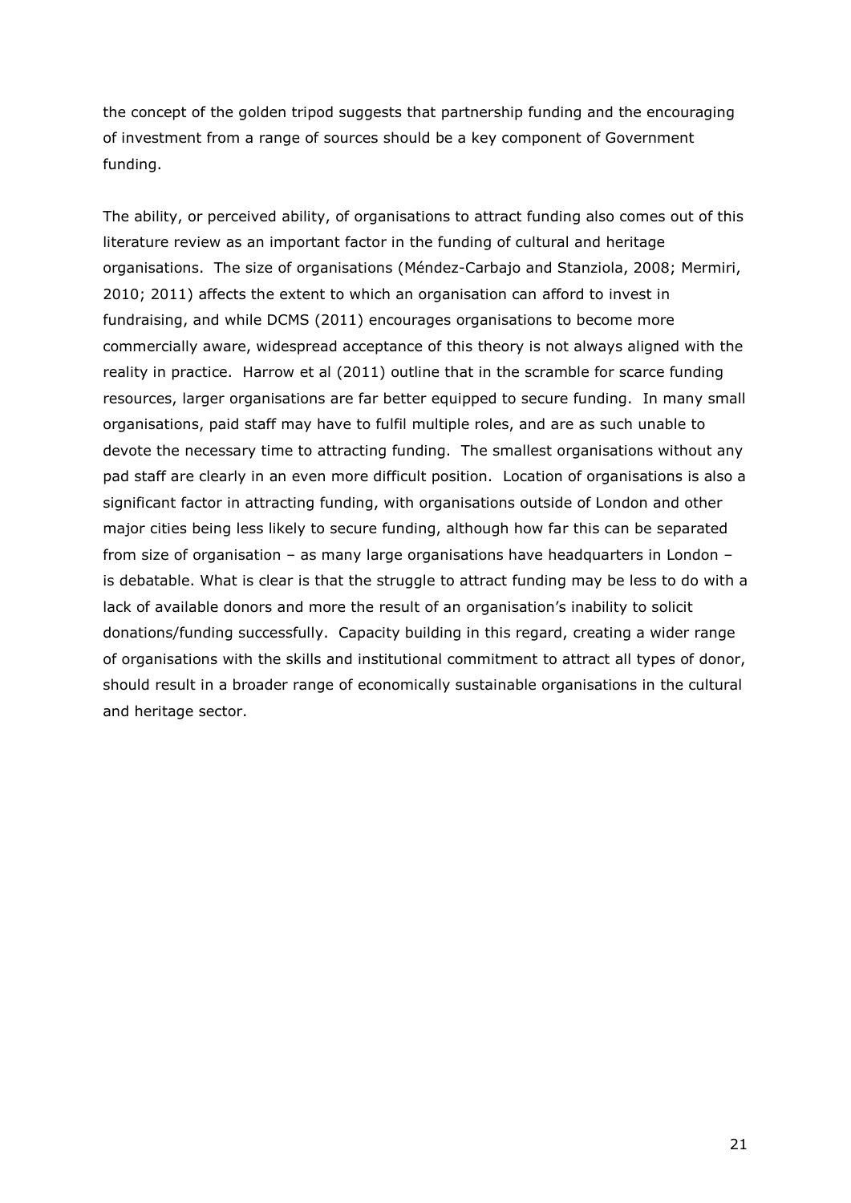the concept of the golden tripod suggests that partnership funding and the encouraging of investment from a range of sources should be a key component of Government funding.

The ability, or perceived ability, of organisations to attract funding also comes out of this literature review as an important factor in the funding of cultural and heritage organisations. The size of organisations (Méndez-Carbajo and Stanziola, 2008; Mermiri, 2010; 2011) affects the extent to which an organisation can afford to invest in fundraising, and while DCMS (2011) encourages organisations to become more commercially aware, widespread acceptance of this theory is not always aligned with the reality in practice. Harrow et al (2011) outline that in the scramble for scarce funding resources, larger organisations are far better equipped to secure funding. In many small organisations, paid staff may have to fulfil multiple roles, and are as such unable to devote the necessary time to attracting funding. The smallest organisations without any pad staff are clearly in an even more difficult position. Location of organisations is also a significant factor in attracting funding, with organisations outside of London and other major cities being less likely to secure funding, although how far this can be separated from size of organisation – as many large organisations have headquarters in London – is debatable. What is clear is that the struggle to attract funding may be less to do with a lack of available donors and more the result of an organisation's inability to solicit donations/funding successfully. Capacity building in this regard, creating a wider range of organisations with the skills and institutional commitment to attract all types of donor, should result in a broader range of economically sustainable organisations in the cultural and heritage sector.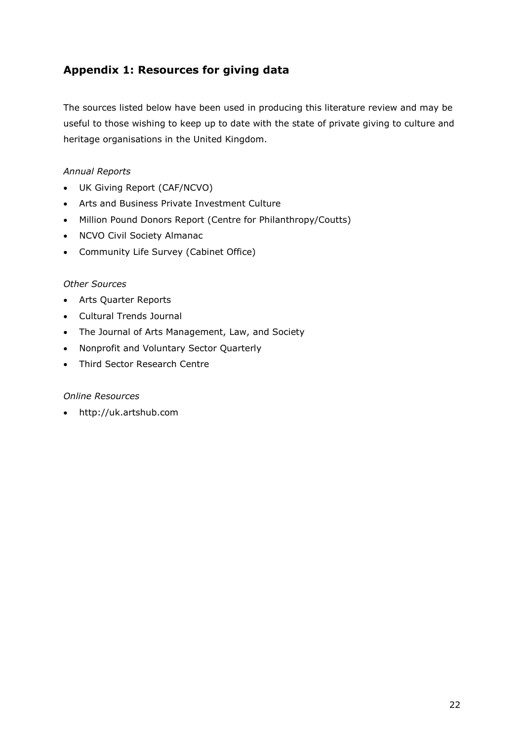## Appendix 1: Resources for giving data

The sources listed below have been used in producing this literature review and may be useful to those wishing to keep up to date with the state of private giving to culture and heritage organisations in the United Kingdom.

*Annual Reports*

- UK Giving Report (CAF/NCVO)
- Arts and Business Private Investment Culture
- Million Pound Donors Report (Centre for Philanthropy/Coutts)
- NCVO Civil Society Almanac
- Community Life Survey (Cabinet Office)

*Other Sources*

- Arts Quarter Reports
- Cultural Trends Journal
- The Journal of Arts Management, Law, and Society
- Nonprofit and Voluntary Sector Quarterly
- Third Sector Research Centre

*Online Resources*

- http://uk.artshub.com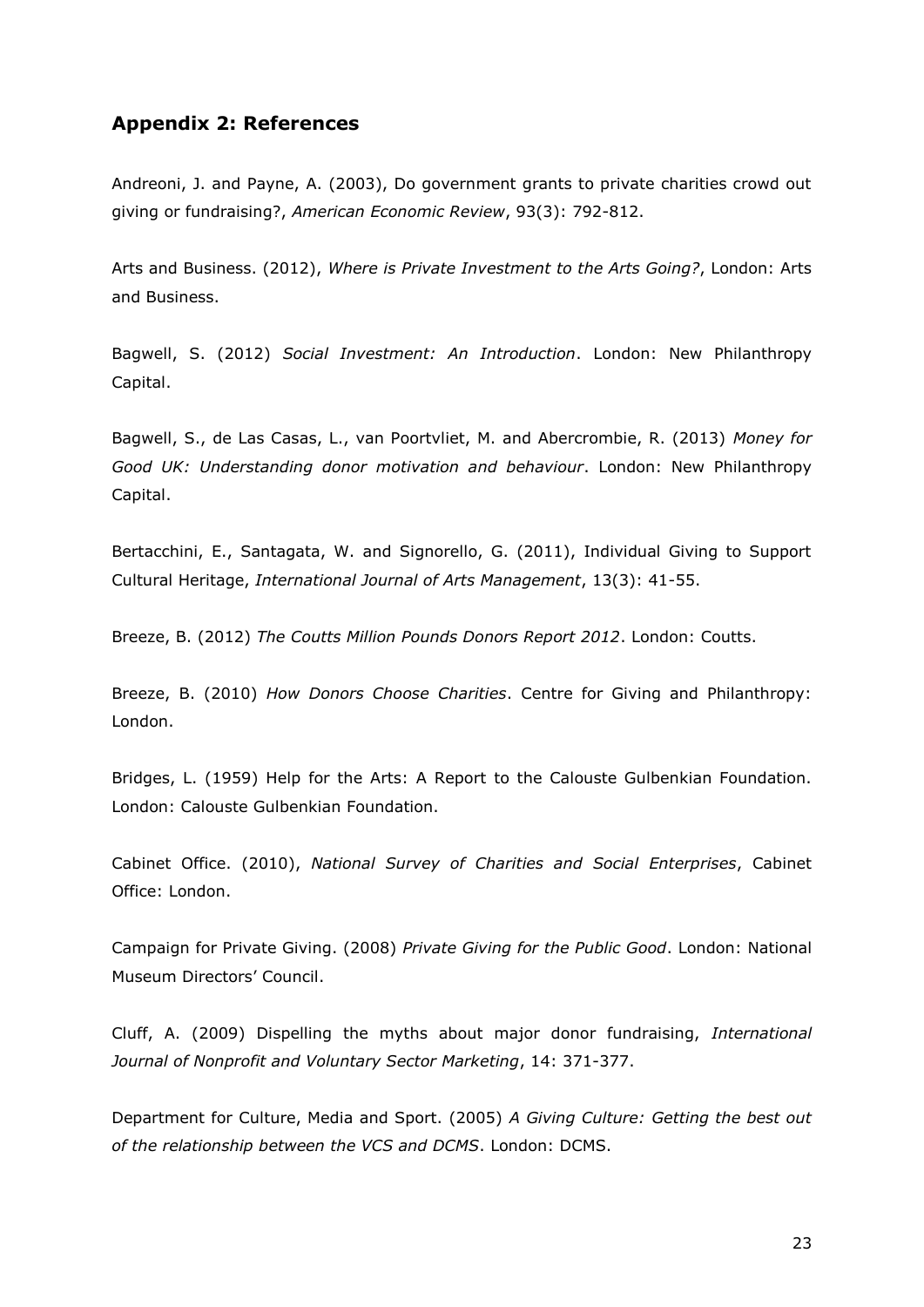## Appendix 2: References

Andreoni, J. and Payne, A. (2003), Do government grants to private charities crowd out giving or fundraising?, *American Economic Review*, 93(3): 792-812.

Arts and Business. (2012), *Where is Private Investment to the Arts Going?*, London: Arts and Business.

Bagwell, S. (2012) *Social Investment: An Introduction*. London: New Philanthropy Capital.

Bagwell, S., de Las Casas, L., van Poortvliet, M. and Abercrombie, R. (2013) *Money for Good UK: Understanding donor motivation and behaviour*. London: New Philanthropy Capital.

Bertacchini, E., Santagata, W. and Signorello, G. (2011), Individual Giving to Support Cultural Heritage, *International Journal of Arts Management*, 13(3): 41-55.

Breeze, B. (2012) *The Coutts Million Pounds Donors Report 2012*. London: Coutts.

Breeze, B. (2010) *How Donors Choose Charities*. Centre for Giving and Philanthropy: London.

Bridges, L. (1959) Help for the Arts: A Report to the Calouste Gulbenkian Foundation. London: Calouste Gulbenkian Foundation.

Cabinet Office. (2010), *National Survey of Charities and Social Enterprises*, Cabinet Office: London.

Campaign for Private Giving. (2008) *Private Giving for the Public Good*. London: National Museum Directors' Council.

Cluff, A. (2009) Dispelling the myths about major donor fundraising, *International Journal of Nonprofit and Voluntary Sector Marketing*, 14: 371-377.

Department for Culture, Media and Sport. (2005) *A Giving Culture: Getting the best out of the relationship between the VCS and DCMS*. London: DCMS.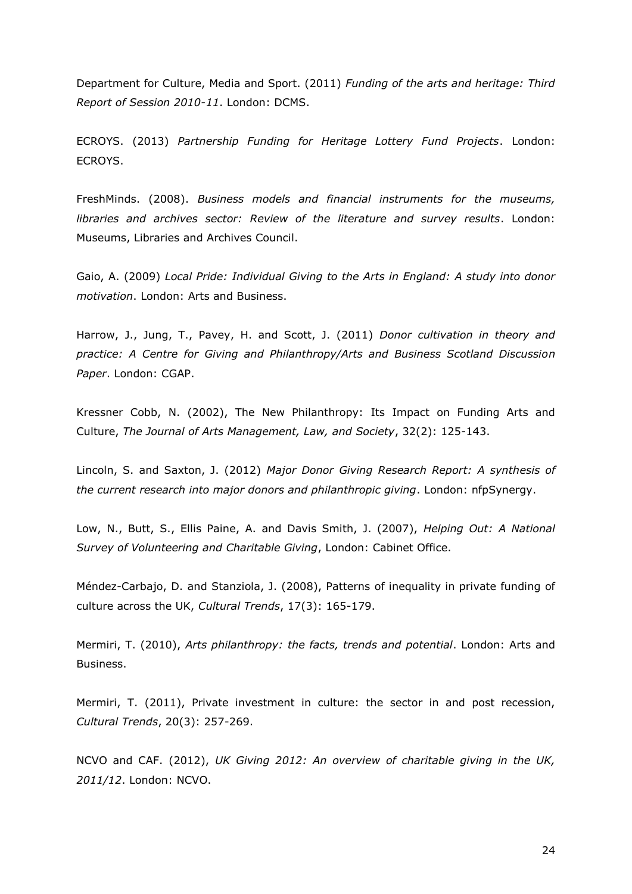Department for Culture, Media and Sport. (2011) *Funding of the arts and heritage: Third Report of Session 2010-11*. London: DCMS.

ECROYS. (2013) *Partnership Funding for Heritage Lottery Fund Projects*. London: ECROYS.

FreshMinds. (2008). *Business models and financial instruments for the museums, libraries and archives sector: Review of the literature and survey results*. London: Museums, Libraries and Archives Council.

Gaio, A. (2009) *Local Pride: Individual Giving to the Arts in England: A study into donor motivation*. London: Arts and Business.

Harrow, J., Jung, T., Pavey, H. and Scott, J. (2011) *Donor cultivation in theory and practice: A Centre for Giving and Philanthropy/Arts and Business Scotland Discussion Paper*. London: CGAP.

Kressner Cobb, N. (2002), The New Philanthropy: Its Impact on Funding Arts and Culture, *The Journal of Arts Management, Law, and Society*, 32(2): 125-143.

Lincoln, S. and Saxton, J. (2012) *Major Donor Giving Research Report: A synthesis of the current research into major donors and philanthropic giving*. London: nfpSynergy.

Low, N., Butt, S., Ellis Paine, A. and Davis Smith, J. (2007), *Helping Out: A National Survey of Volunteering and Charitable Giving*, London: Cabinet Office.

Méndez-Carbajo, D. and Stanziola, J. (2008), Patterns of inequality in private funding of culture across the UK, *Cultural Trends*, 17(3): 165-179.

Mermiri, T. (2010), *Arts philanthropy: the facts, trends and potential*. London: Arts and Business.

Mermiri, T. (2011), Private investment in culture: the sector in and post recession, *Cultural Trends*, 20(3): 257-269.

NCVO and CAF. (2012), *UK Giving 2012: An overview of charitable giving in the UK, 2011/12*. London: NCVO.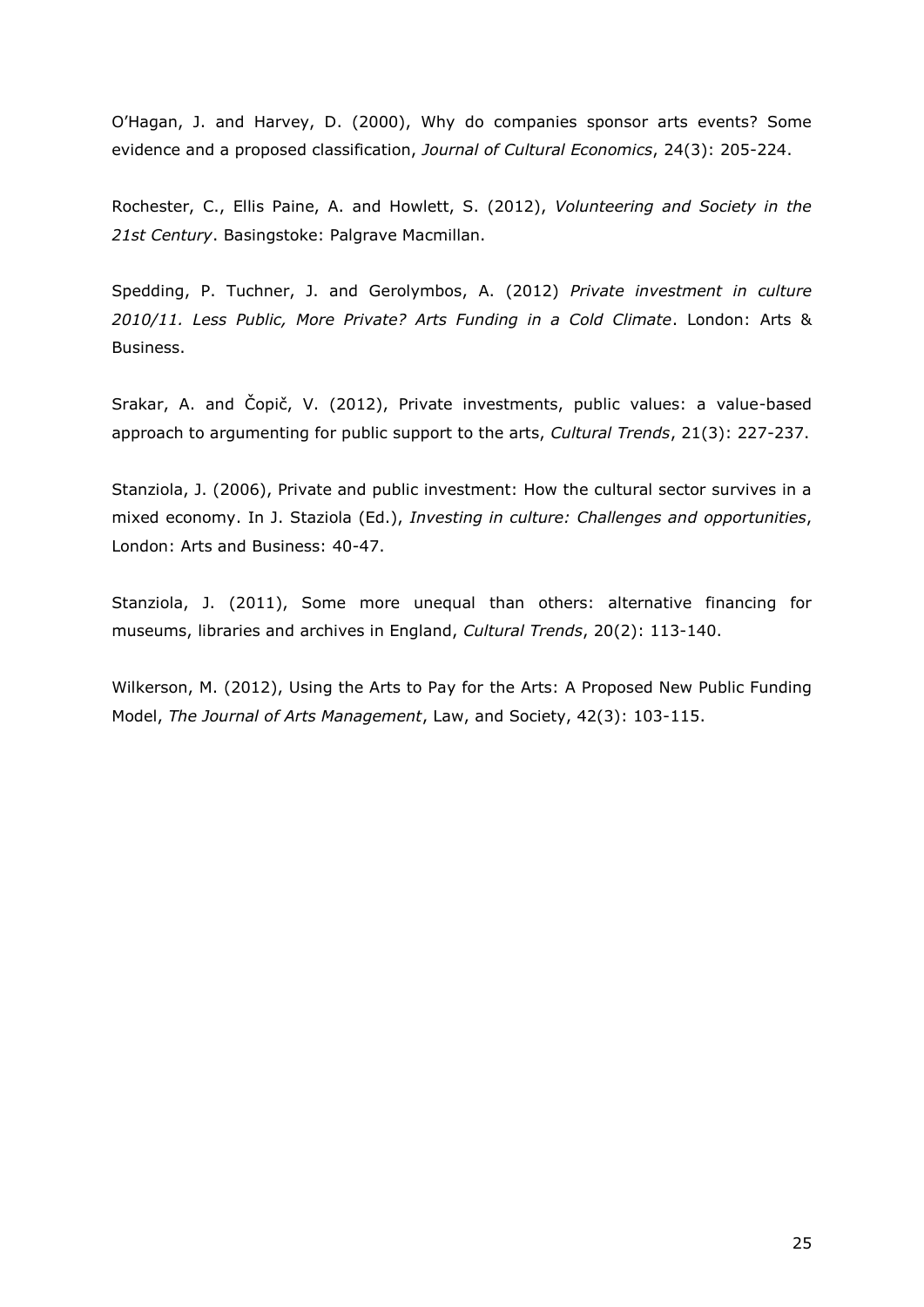O'Hagan, J. and Harvey, D. (2000), Why do companies sponsor arts events? Some evidence and a proposed classification, *Journal of Cultural Economics*, 24(3): 205-224.

Rochester, C., Ellis Paine, A. and Howlett, S. (2012), *Volunteering and Society in the 21st Century*. Basingstoke: Palgrave Macmillan.

Spedding, P. Tuchner, J. and Gerolymbos, A. (2012) *Private investment in culture 2010/11. Less Public, More Private? Arts Funding in a Cold Climate*. London: Arts & Business.

Srakar, A. and Čopič, V. (2012), Private investments, public values: a value-based approach to argumenting for public support to the arts, *Cultural Trends*, 21(3): 227-237.

Stanziola, J. (2006), Private and public investment: How the cultural sector survives in a mixed economy. In J. Staziola (Ed.), *Investing in culture: Challenges and opportunities*, London: Arts and Business: 40-47.

Stanziola, J. (2011), Some more unequal than others: alternative financing for museums, libraries and archives in England, *Cultural Trends*, 20(2): 113-140.

Wilkerson, M. (2012), Using the Arts to Pay for the Arts: A Proposed New Public Funding Model, *The Journal of Arts Management*, Law, and Society, 42(3): 103-115.